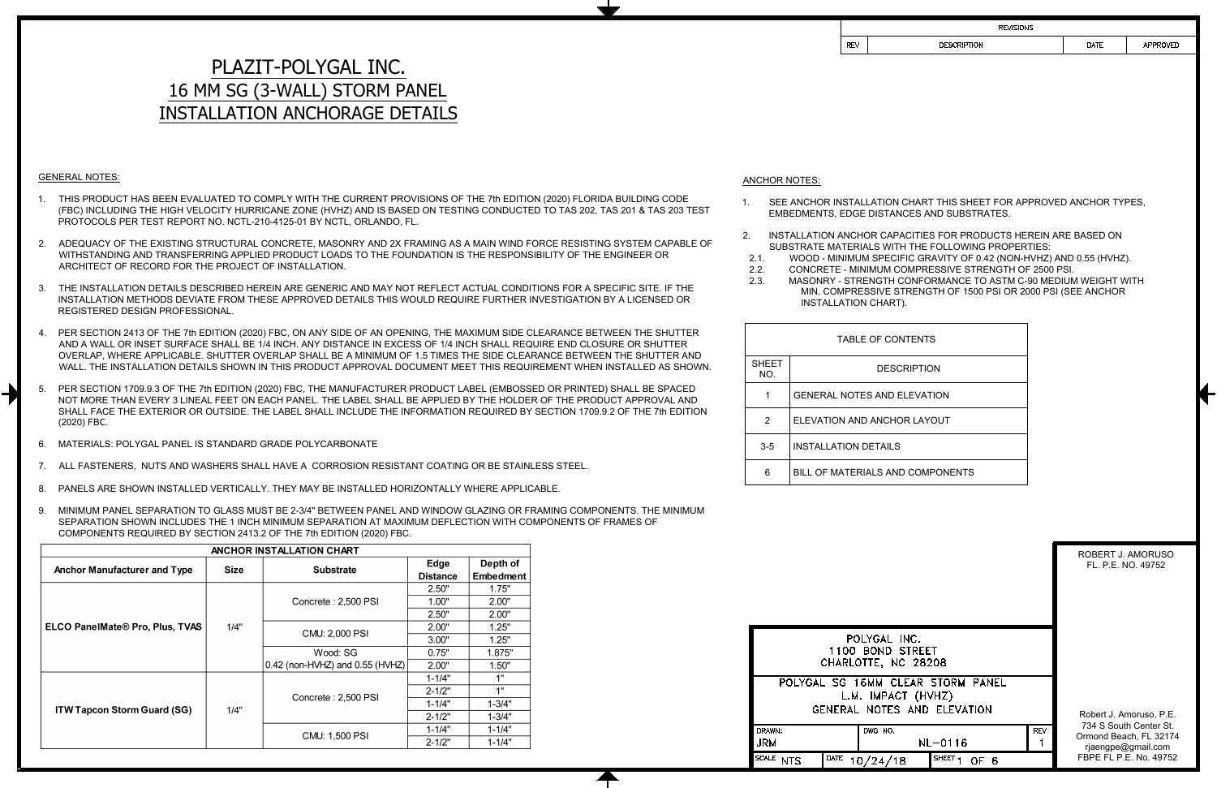| REVISIONS | | | |
|---|---|---|---|
| REV | DESCRIPTION | DATE | APPROVED |

# PLAZIT-POLYGAL INC.
# 16 MM SG (3-WALL) STORM PANEL
# INSTALLATION ANCHORAGE DETAILS

## GENERAL NOTES:

1. THIS PRODUCT HAS BEEN EVALUATED TO COMPLY WITH THE CURRENT PROVISIONS OF THE 7th EDITION (2020) FLORIDA BUILDING CODE (FBC) INCLUDING THE HIGH VELOCITY HURRICANE ZONE (HVHZ) AND IS BASED ON TESTING CONDUCTED TO TAS 202, TAS 201 & TAS 203 TEST PROTOCOLS PER TEST REPORT NO. NCTL-210-4125-01 BY NCTL, ORLANDO, FL.
2. ADEQUACY OF THE EXISTING STRUCTURAL CONCRETE, MASONRY AND 2X FRAMING AS A MAIN WIND FORCE RESISTING SYSTEM CAPABLE OF WITHSTANDING AND TRANSFERRING APPLIED PRODUCT LOADS TO THE FOUNDATION IS THE RESPONSIBILITY OF THE ENGINEER OR ARCHITECT OF RECORD FOR THE PROJECT OF INSTALLATION.
3. THE INSTALLATION DETAILS DESCRIBED HEREIN ARE GENERIC AND MAY NOT REFLECT ACTUAL CONDITIONS FOR A SPECIFIC SITE. IF THE INSTALLATION METHODS DEVIATE FROM THESE APPROVED DETAILS THIS WOULD REQUIRE FURTHER INVESTIGATION BY A LICENSED OR REGISTERED DESIGN PROFESSIONAL.
4. PER SECTION 2413 OF THE 7th EDITION (2020) FBC, ON ANY SIDE OF AN OPENING, THE MAXIMUM SIDE CLEARANCE BETWEEN THE SHUTTER AND A WALL OR INSET SURFACE SHALL BE 1/4 INCH. ANY DISTANCE IN EXCESS OF 1/4 INCH SHALL REQUIRE END CLOSURE OR SHUTTER OVERLAP, WHERE APPLICABLE. SHUTTER OVERLAP SHALL BE A MINIMUM OF 1.5 TIMES THE SIDE CLEARANCE BETWEEN THE SHUTTER AND WALL. THE INSTALLATION DETAILS SHOWN IN THIS PRODUCT APPROVAL DOCUMENT MEET THIS REQUIREMENT WHEN INSTALLED AS SHOWN.
5. PER SECTION 1709.9.3 OF THE 7th EDITION (2020) FBC, THE MANUFACTURER PRODUCT LABEL (EMBOSSED OR PRINTED) SHALL BE SPACED NOT MORE THAN EVERY 3 LINEAL FEET ON EACH PANEL. THE LABEL SHALL BE APPLIED BY THE HOLDER OF THE PRODUCT APPROVAL AND SHALL FACE THE EXTERIOR OR OUTSIDE. THE LABEL SHALL INCLUDE THE INFORMATION REQUIRED BY SECTION 1709.9.2 OF THE 7th EDITION (2020) FBC.
6. MATERIALS: POLYGAL PANEL IS STANDARD GRADE POLYCARBONATE
7. ALL FASTENERS, NUTS AND WASHERS SHALL HAVE A CORROSION RESISTANT COATING OR BE STAINLESS STEEL.
8. PANELS ARE SHOWN INSTALLED VERTICALLY. THEY MAY BE INSTALLED HORIZONTALLY WHERE APPLICABLE.
9. MINIMUM PANEL SEPARATION TO GLASS MUST BE 2-3/4" BETWEEN PANEL AND WINDOW GLAZING OR FRAMING COMPONENTS. THE MINIMUM SEPARATION SHOWN INCLUDES THE 1 INCH MINIMUM SEPARATION AT MAXIMUM DEFLECTION WITH COMPONENTS OF FRAMES OF COMPONENTS REQUIRED BY SECTION 2413.2 OF THE 7th EDITION (2020) FBC.

**ANCHOR INSTALLATION CHART**

| Anchor Manufacturer and Type | Size | Substrate | Edge Distance | Depth of Embedment |
|---|---|---|---|---|
| ELCO PanelMate® Pro, Plus, TVAS | 1/4" | Concrete : 2,500 PSI | 2.50" | 1.75" |
| | | | 1.00" | 2.00" |
| | | | 2.50" | 2.00" |
| | | CMU: 2,000 PSI | 2.00" | 1.25" |
| | | | 3.00" | 1.25" |
| | | Wood: SG 0.42 (non-HVHZ) and 0.55 (HVHZ) | 0.75" | 1.875" |
| | | | 2.00" | 1.50" |
| ITW Tapcon Storm Guard (SG) | 1/4" | Concrete : 2,500 PSI | 1-1/4" | 1" |
| | | | 2-1/2" | 1" |
| | | | 1-1/4" | 1-3/4" |
| | | | 2-1/2" | 1-3/4" |
| | | CMU: 1,500 PSI | 1-1/4" | 1-1/4" |
| | | | 2-1/2" | 1-1/4" |

## ANCHOR NOTES:

1. SEE ANCHOR INSTALLATION CHART THIS SHEET FOR APPROVED ANCHOR TYPES, EMBEDMENTS, EDGE DISTANCES AND SUBSTRATES.
2. INSTALLATION ANCHOR CAPACITIES FOR PRODUCTS HEREIN ARE BASED ON SUBSTRATE MATERIALS WITH THE FOLLOWING PROPERTIES:
   - 2.1. WOOD - MINIMUM SPECIFIC GRAVITY OF 0.42 (NON-HVHZ) AND 0.55 (HVHZ).
   - 2.2. CONCRETE - MINIMUM COMPRESSIVE STRENGTH OF 2500 PSI.
   - 2.3. MASONRY - STRENGTH CONFORMANCE TO ASTM C-90 MEDIUM WEIGHT WITH MIN. COMPRESSIVE STRENGTH OF 1500 PSI OR 2000 PSI (SEE ANCHOR INSTALLATION CHART).

| TABLE OF CONTENTS | |
|---|---|
| SHEET NO. | DESCRIPTION |
| 1 | GENERAL NOTES AND ELEVATION |
| 2 | ELEVATION AND ANCHOR LAYOUT |
| 3-5 | INSTALLATION DETAILS |
| 6 | BILL OF MATERIALS AND COMPONENTS |

ROBERT J. AMORUSO
FL. P.E. NO. 49752

POLYGAL INC.
1100 BOND STREET
CHARLOTTE, NC 28208

POLYGAL SG 16MM CLEAR STORM PANEL
L.M. IMPACT (HVHZ)
GENERAL NOTES AND ELEVATION

| | | |
|---|---|---|
| DRAWN: JRM | DWG NO. NL-0116 | REV 1 |
| SCALE NTS | DATE 10/24/18 | SHEET 1 OF 6 |

Robert J. Amoruso, P.E.
734 S South Center St.
Ormond Beach, FL 32174
rjaengpe@gmail.com
FBPE FL P.E. No. 49752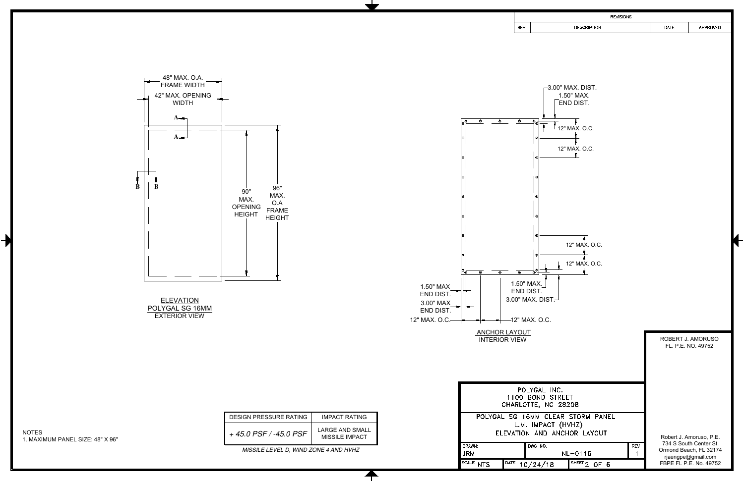| REV | DESCRIPTION | DATE | APPROVED |
|---|---|---|---|
| | | | |

REVISIONS

48" MAX. O.A. FRAME WIDTH

42" MAX. OPENING WIDTH

A

A

B B

90" MAX. OPENING HEIGHT

96" MAX. O.A FRAME HEIGHT

ELEVATION
POLYGAL SG 16MM
EXTERIOR VIEW

3.00" MAX. DIST.
1.50" MAX. END DIST.

12" MAX. O.C.

12" MAX. O.C.

12" MAX. O.C.

12" MAX. O.C.

1.50" MAX. END DIST.

3.00" MAX. END DIST.

12" MAX. O.C.

1.50" MAX. END DIST.

3.00" MAX. DIST.

12" MAX. O.C.

ANCHOR LAYOUT
INTERIOR VIEW

ROBERT J. AMORUSO
FL. P.E. NO. 49752

| DESIGN PRESSURE RATING | IMPACT RATING |
|---|---|
| *+ 45.0 PSF / -45.0 PSF* | LARGE AND SMALL MISSILE IMPACT |

*MISSILE LEVEL D, WIND ZONE 4 AND HVHZ*

NOTES
1. MAXIMUM PANEL SIZE: 48" X 96"

POLYGAL INC.
1100 BOND STREET
CHARLOTTE, NC 28208

POLYGAL SG 16MM CLEAR STORM PANEL
L.M. IMPACT (HVHZ)
ELEVATION AND ANCHOR LAYOUT

| DRAWN: JRM | DWG NO. NL-0116 | REV 1 |
|---|---|---|
| SCALE NTS | DATE 10/24/18 | SHEET 2 OF 6 |

Robert J. Amoruso, P.E.
734 S South Center St.
Ormond Beach, FL 32174
rjaengpe@gmail.com
FBPE FL P.E. No. 49752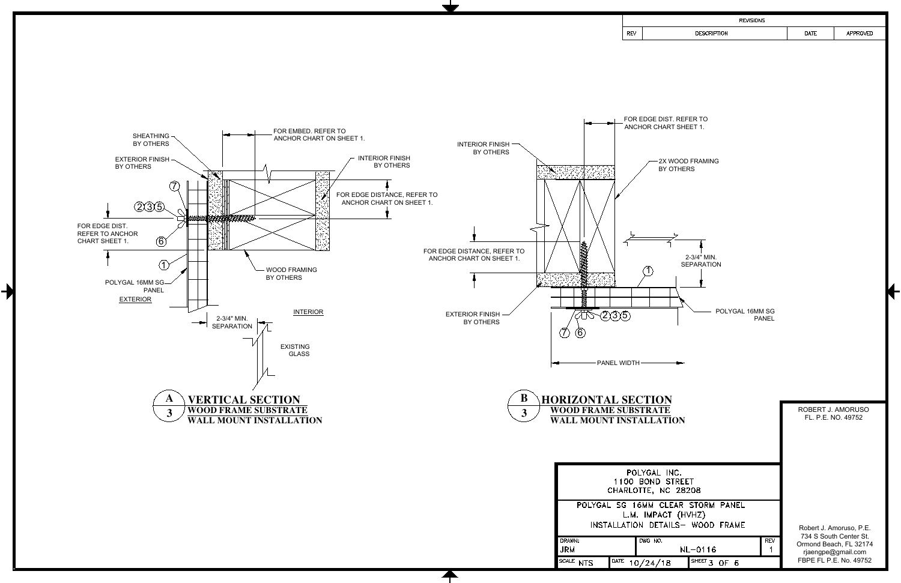| REVISIONS | | | |
|---|---|---|---|
| REV | DESCRIPTION | DATE | APPROVED |

SHEATHING BY OTHERS

EXTERIOR FINISH BY OTHERS

FOR EMBED. REFER TO ANCHOR CHART ON SHEET 1.

INTERIOR FINISH BY OTHERS

FOR EDGE DISTANCE, REFER TO ANCHOR CHART ON SHEET 1.

7

2 3 5

FOR EDGE DIST. REFER TO ANCHOR CHART SHEET 1.

6

1

WOOD FRAMING BY OTHERS

POLYGAL 16MM SG PANEL

EXTERIOR

INTERIOR

2-3/4" MIN. SEPARATION

EXISTING GLASS

## A/3 VERTICAL SECTION
**WOOD FRAME SUBSTRATE**
**WALL MOUNT INSTALLATION**

FOR EDGE DIST. REFER TO ANCHOR CHART SHEET 1.

INTERIOR FINISH BY OTHERS

2X WOOD FRAMING BY OTHERS

FOR EDGE DISTANCE, REFER TO ANCHOR CHART ON SHEET 1.

2-3/4" MIN. SEPARATION

1

EXTERIOR FINISH BY OTHERS

2 3 5

7 6

POLYGAL 16MM SG PANEL

PANEL WIDTH

## B/3 HORIZONTAL SECTION
**WOOD FRAME SUBSTRATE**
**WALL MOUNT INSTALLATION**

ROBERT J. AMORUSO
FL. P.E. NO. 49752

POLYGAL INC.
1100 BOND STREET
CHARLOTTE, NC 28208

POLYGAL SG 16MM CLEAR STORM PANEL
L.M. IMPACT (HVHZ)
INSTALLATION DETAILS– WOOD FRAME

| DRAWN: | DWG NO. | REV |
|---|---|---|
| JRM | NL–0116 | 1 |
| SCALE NTS | DATE 10/24/18 | SHEET 3 OF 6 |

Robert J. Amoruso, P.E.
734 S South Center St.
Ormond Beach, FL 32174
rjaengpe@gmail.com
FBPE FL P.E. No. 49752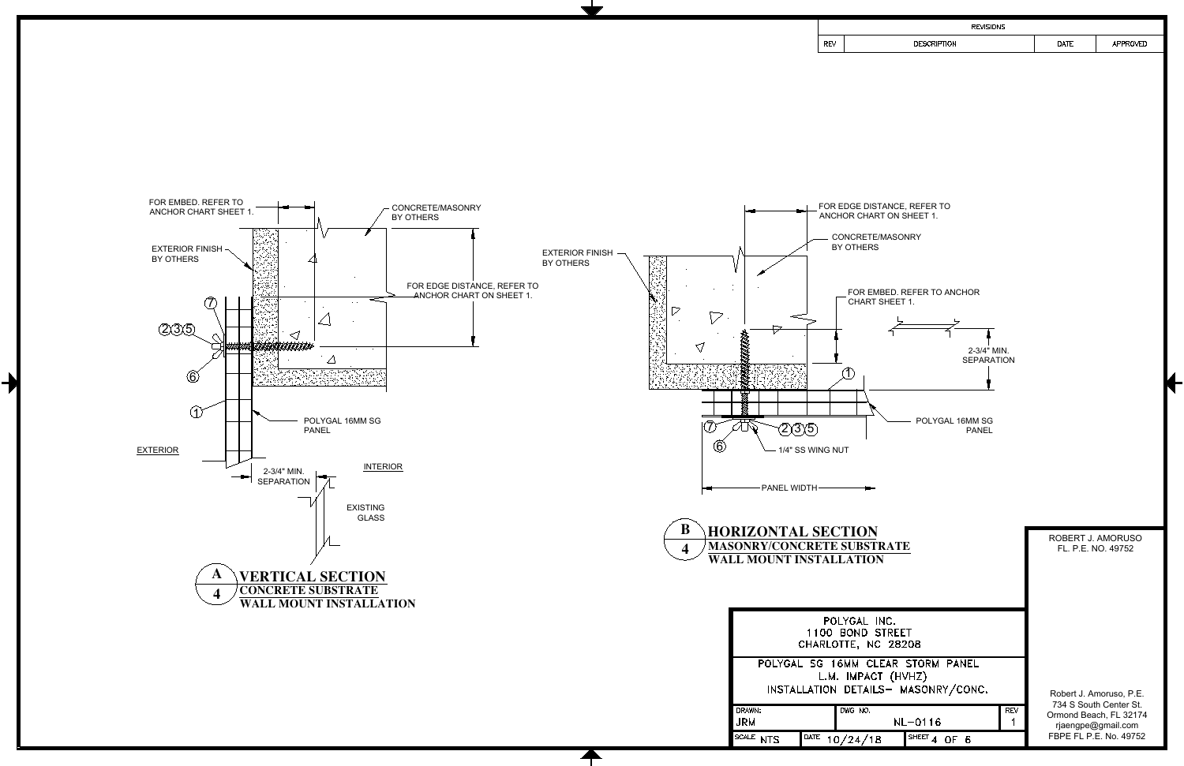| REVISIONS | | | |
|---|---|---|---|
| REV | DESCRIPTION | DATE | APPROVED |

FOR EMBED. REFER TO ANCHOR CHART SHEET 1.

CONCRETE/MASONRY BY OTHERS

EXTERIOR FINISH BY OTHERS

FOR EDGE DISTANCE, REFER TO ANCHOR CHART ON SHEET 1.

7

2 3 5

6

1

POLYGAL 16MM SG PANEL

EXTERIOR

INTERIOR

2-3/4" MIN. SEPARATION

EXISTING GLASS

## A/4 VERTICAL SECTION

**CONCRETE SUBSTRATE**

**WALL MOUNT INSTALLATION**

FOR EDGE DISTANCE, REFER TO ANCHOR CHART ON SHEET 1.

CONCRETE/MASONRY BY OTHERS

EXTERIOR FINISH BY OTHERS

FOR EMBED. REFER TO ANCHOR CHART SHEET 1.

2-3/4" MIN. SEPARATION

1

POLYGAL 16MM SG PANEL

7

2 3 5

6

1/4" SS WING NUT

PANEL WIDTH

## B/4 HORIZONTAL SECTION

**MASONRY/CONCRETE SUBSTRATE**

**WALL MOUNT INSTALLATION**

ROBERT J. AMORUSO
FL. P.E. NO. 49752

POLYGAL INC.
1100 BOND STREET
CHARLOTTE, NC 28208

POLYGAL SG 16MM CLEAR STORM PANEL
L.M. IMPACT (HVHZ)
INSTALLATION DETAILS- MASONRY/CONC.

| DRAWN: JRM | DWG NO. NL-0116 | REV 1 |
|---|---|---|
| SCALE NTS | DATE 10/24/18 | SHEET 4 OF 6 |

Robert J. Amoruso, P.E.
734 S South Center St.
Ormond Beach, FL 32174
rjaengpe@gmail.com
FBPE FL P.E. No. 49752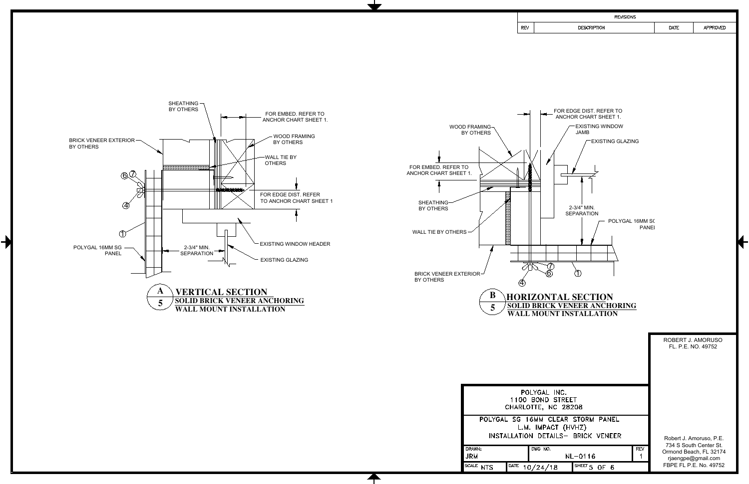| REVISIONS | | | |
|---|---|---|---|
| REV | DESCRIPTION | DATE | APPROVED |

SHEATHING BY OTHERS

FOR EMBED. REFER TO ANCHOR CHART SHEET 1.

BRICK VENEER EXTERIOR BY OTHERS

WOOD FRAMING BY OTHERS

WALL TIE BY OTHERS

6 7

4

FOR EDGE DIST. REFER TO ANCHOR CHART SHEET 1

1

EXISTING WINDOW HEADER

POLYGAL 16MM SG PANEL

2-3/4" MIN. SEPARATION

EXISTING GLAZING

## A / 5 VERTICAL SECTION

**SOLID BRICK VENEER ANCHORING**

**WALL MOUNT INSTALLATION**

FOR EDGE DIST. REFER TO ANCHOR CHART SHEET 1.

WOOD FRAMING BY OTHERS

EXISTING WINDOW JAMB

EXISTING GLAZING

FOR EMBED. REFER TO ANCHOR CHART SHEET 1.

SHEATHING BY OTHERS

2-3/4" MIN. SEPARATION

POLYGAL 16MM SG PANEL

WALL TIE BY OTHERS

BRICK VENEER EXTERIOR BY OTHERS

4 7 6 1

## B / 5 HORIZONTAL SECTION

**SOLID BRICK VENEER ANCHORING**

**WALL MOUNT INSTALLATION**

ROBERT J. AMORUSO
FL. P.E. NO. 49752

POLYGAL INC.
1100 BOND STREET
CHARLOTTE, NC 28208

POLYGAL SG 16MM CLEAR STORM PANEL
L.M. IMPACT (HVHZ)
INSTALLATION DETAILS- BRICK VENEER

| DRAWN: | DWG NO. | REV |
|---|---|---|
| JRM | NL-0116 | 1 |
| SCALE NTS | DATE 10/24/18 | SHEET 5 OF 6 |

Robert J. Amoruso, P.E.
734 S South Center St.
Ormond Beach, FL 32174
rjaengpe@gmail.com
FBPE FL P.E. No. 49752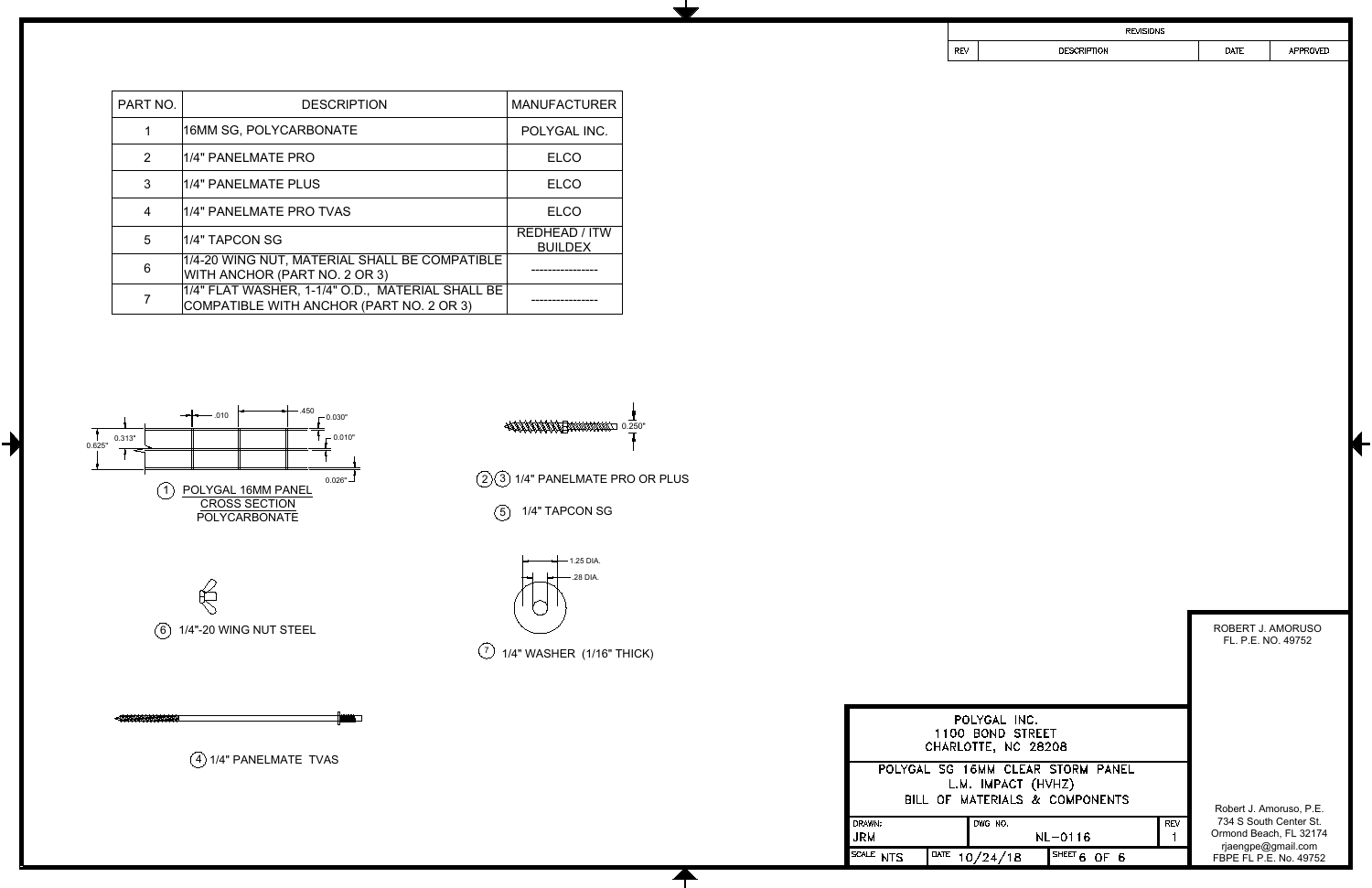| REV | DESCRIPTION | DATE | APPROVED |
|---|---|---|---|

REVISIONS

| PART NO. | DESCRIPTION | MANUFACTURER |
|---|---|---|
| 1 | 16MM SG, POLYCARBONATE | POLYGAL INC. |
| 2 | 1/4" PANELMATE PRO | ELCO |
| 3 | 1/4" PANELMATE PLUS | ELCO |
| 4 | 1/4" PANELMATE PRO TVAS | ELCO |
| 5 | 1/4" TAPCON SG | REDHEAD / ITW BUILDEX |
| 6 | 1/4-20 WING NUT, MATERIAL SHALL BE COMPATIBLE WITH ANCHOR (PART NO. 2 OR 3) | ---------------- |
| 7 | 1/4" FLAT WASHER, 1-1/4" O.D., MATERIAL SHALL BE COMPATIBLE WITH ANCHOR (PART NO. 2 OR 3) | ---------------- |

.010
.450
0.030"
0.010"
0.313"
0.625"
0.026"

(1) POLYGAL 16MM PANEL CROSS SECTION POLYCARBONATE

0.250"

(2)(3) 1/4" PANELMATE PRO OR PLUS

(5) 1/4" TAPCON SG

1.25 DIA.
.28 DIA.

(7) 1/4" WASHER (1/16" THICK)

(6) 1/4"-20 WING NUT STEEL

(4) 1/4" PANELMATE TVAS

ROBERT J. AMORUSO
FL. P.E. NO. 49752

POLYGAL INC.
1100 BOND STREET
CHARLOTTE, NC 28208

POLYGAL SG 16MM CLEAR STORM PANEL
L.M. IMPACT (HVHZ)
BILL OF MATERIALS & COMPONENTS

| DRAWN: JRM | DWG NO. NL-0116 | REV 1 |
|---|---|---|
| SCALE NTS | DATE 10/24/18 | SHEET 6 OF 6 |

Robert J. Amoruso, P.E.
734 S South Center St.
Ormond Beach, FL 32174
rjaengpe@gmail.com
FBPE FL P.E. No. 49752